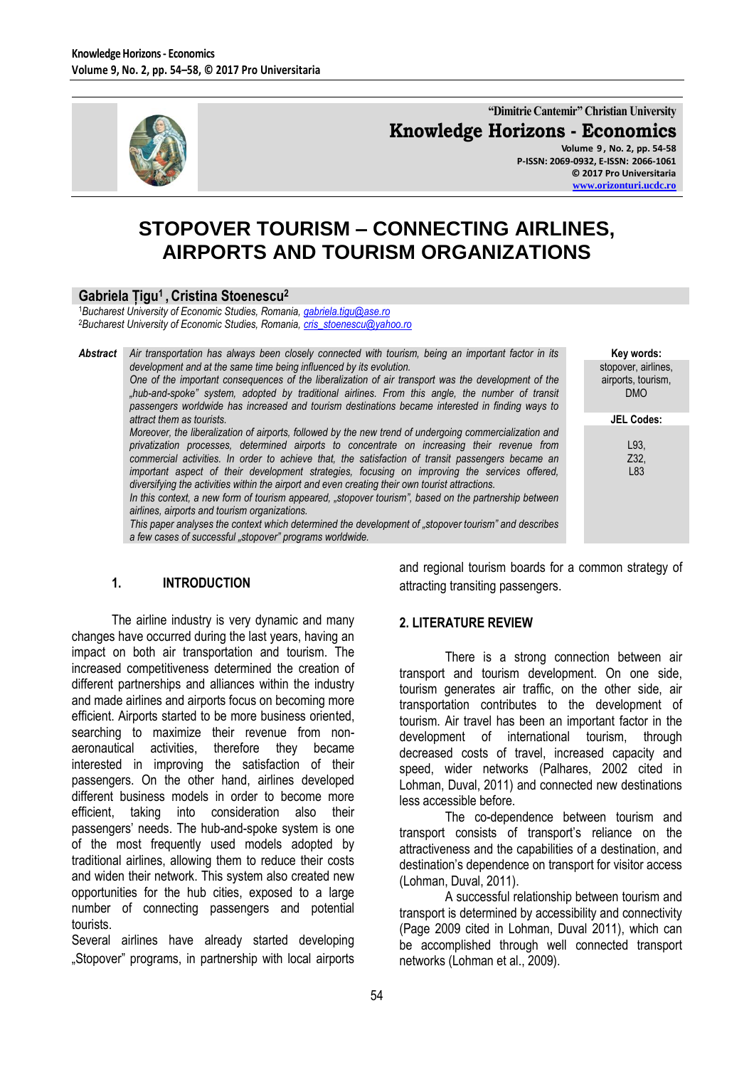# STOPOVER TOURISM – CONNECTING AIRLINES, AIRPORTS AND TOURISM ORGANIZATIONS

**Gabriela Țigu[1], Cristina Stoenescu[2]**

[1]*Bucharest University of Economic Studies, Romania, gabriela.tigu@ase.ro*
[2]*Bucharest University of Economic Studies, Romania, cris_stoenescu@yahoo.ro*

**Abstract**

*Air transportation has always been closely connected with tourism, being an important factor in its development and at the same time being influenced by its evolution.*

*One of the important consequences of the liberalization of air transport was the development of the „hub-and-spoke" system, adopted by traditional airlines. From this angle, the number of transit passengers worldwide has increased and tourism destinations became interested in finding ways to attract them as tourists.*

*Moreover, the liberalization of airports, followed by the new trend of undergoing commercialization and privatization processes, determined airports to concentrate on increasing their revenue from commercial activities. In order to achieve that, the satisfaction of transit passengers became an important aspect of their development strategies, focusing on improving the services offered, diversifying the activities within the airport and even creating their own tourist attractions.*

*In this context, a new form of tourism appeared, „stopover tourism", based on the partnership between airlines, airports and tourism organizations.*

*This paper analyses the context which determined the development of „stopover tourism" and describes a few cases of successful „stopover" programs worldwide.*

**Key words:** stopover, airlines, airports, tourism, DMO

**JEL Codes:** L93, Z32, L83

## 1. INTRODUCTION

The airline industry is very dynamic and many changes have occurred during the last years, having an impact on both air transportation and tourism. The increased competitiveness determined the creation of different partnerships and alliances within the industry and made airlines and airports focus on becoming more efficient. Airports started to be more business oriented, searching to maximize their revenue from non-aeronautical activities, therefore they became interested in improving the satisfaction of their passengers. On the other hand, airlines developed different business models in order to become more efficient, taking into consideration also their passengers' needs. The hub-and-spoke system is one of the most frequently used models adopted by traditional airlines, allowing them to reduce their costs and widen their network. This system also created new opportunities for the hub cities, exposed to a large number of connecting passengers and potential tourists.

Several airlines have already started developing „Stopover" programs, in partnership with local airports and regional tourism boards for a common strategy of attracting transiting passengers.

## 2. LITERATURE REVIEW

There is a strong connection between air transport and tourism development. On one side, tourism generates air traffic, on the other side, air transportation contributes to the development of tourism. Air travel has been an important factor in the development of international tourism, through decreased costs of travel, increased capacity and speed, wider networks (Palhares, 2002 cited in Lohman, Duval, 2011) and connected new destinations less accessible before.

The co-dependence between tourism and transport consists of transport's reliance on the attractiveness and the capabilities of a destination, and destination's dependence on transport for visitor access (Lohman, Duval, 2011).

A successful relationship between tourism and transport is determined by accessibility and connectivity (Page 2009 cited in Lohman, Duval 2011), which can be accomplished through well connected transport networks (Lohman et al., 2009).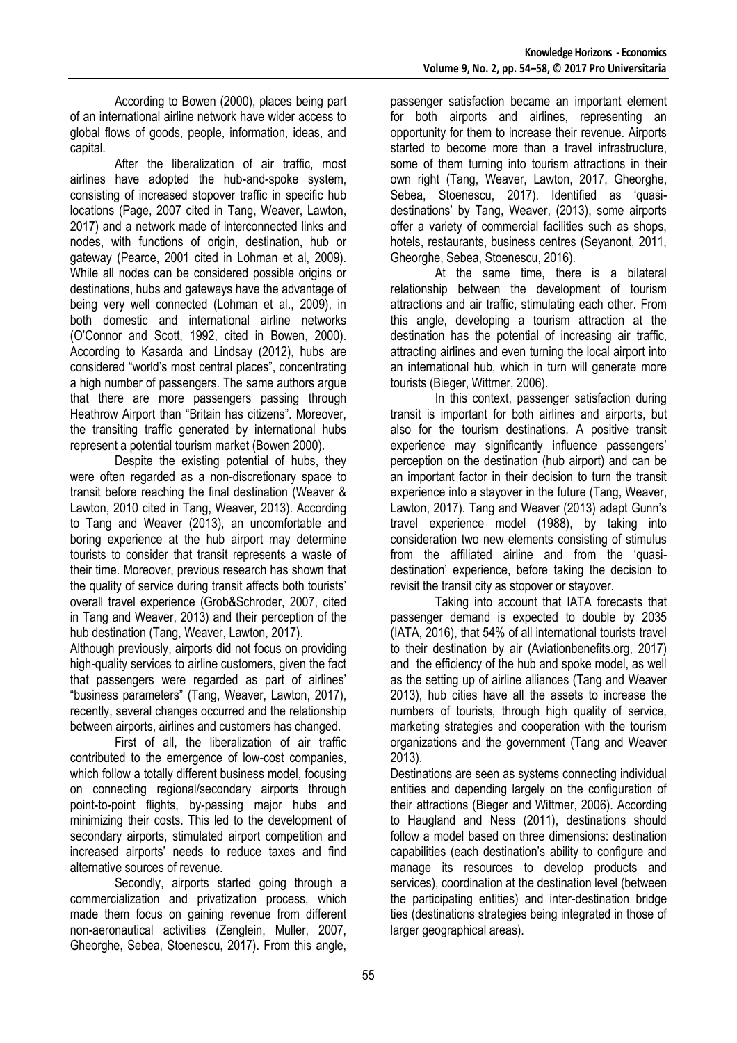According to Bowen (2000), places being part of an international airline network have wider access to global flows of goods, people, information, ideas, and capital.

After the liberalization of air traffic, most airlines have adopted the hub-and-spoke system, consisting of increased stopover traffic in specific hub locations (Page, 2007 cited in Tang, Weaver, Lawton, 2017) and a network made of interconnected links and nodes, with functions of origin, destination, hub or gateway (Pearce, 2001 cited in Lohman et al, 2009). While all nodes can be considered possible origins or destinations, hubs and gateways have the advantage of being very well connected (Lohman et al., 2009), in both domestic and international airline networks (O'Connor and Scott, 1992, cited in Bowen, 2000). According to Kasarda and Lindsay (2012), hubs are considered "world's most central places", concentrating a high number of passengers. The same authors argue that there are more passengers passing through Heathrow Airport than "Britain has citizens". Moreover, the transiting traffic generated by international hubs represent a potential tourism market (Bowen 2000).

Despite the existing potential of hubs, they were often regarded as a non-discretionary space to transit before reaching the final destination (Weaver & Lawton, 2010 cited in Tang, Weaver, 2013). According to Tang and Weaver (2013), an uncomfortable and boring experience at the hub airport may determine tourists to consider that transit represents a waste of their time. Moreover, previous research has shown that the quality of service during transit affects both tourists' overall travel experience (Grob&Schroder, 2007, cited in Tang and Weaver, 2013) and their perception of the hub destination (Tang, Weaver, Lawton, 2017).

Although previously, airports did not focus on providing high-quality services to airline customers, given the fact that passengers were regarded as part of airlines' "business parameters" (Tang, Weaver, Lawton, 2017), recently, several changes occurred and the relationship between airports, airlines and customers has changed.

First of all, the liberalization of air traffic contributed to the emergence of low-cost companies, which follow a totally different business model, focusing on connecting regional/secondary airports through point-to-point flights, by-passing major hubs and minimizing their costs. This led to the development of secondary airports, stimulated airport competition and increased airports' needs to reduce taxes and find alternative sources of revenue.

Secondly, airports started going through a commercialization and privatization process, which made them focus on gaining revenue from different non-aeronautical activities (Zenglein, Muller, 2007, Gheorghe, Sebea, Stoenescu, 2017). From this angle, passenger satisfaction became an important element for both airports and airlines, representing an opportunity for them to increase their revenue. Airports started to become more than a travel infrastructure, some of them turning into tourism attractions in their own right (Tang, Weaver, Lawton, 2017, Gheorghe, Sebea, Stoenescu, 2017). Identified as 'quasi-destinations' by Tang, Weaver, (2013), some airports offer a variety of commercial facilities such as shops, hotels, restaurants, business centres (Seyanont, 2011, Gheorghe, Sebea, Stoenescu, 2016).

At the same time, there is a bilateral relationship between the development of tourism attractions and air traffic, stimulating each other. From this angle, developing a tourism attraction at the destination has the potential of increasing air traffic, attracting airlines and even turning the local airport into an international hub, which in turn will generate more tourists (Bieger, Wittmer, 2006).

In this context, passenger satisfaction during transit is important for both airlines and airports, but also for the tourism destinations. A positive transit experience may significantly influence passengers' perception on the destination (hub airport) and can be an important factor in their decision to turn the transit experience into a stayover in the future (Tang, Weaver, Lawton, 2017). Tang and Weaver (2013) adapt Gunn's travel experience model (1988), by taking into consideration two new elements consisting of stimulus from the affiliated airline and from the 'quasi-destination' experience, before taking the decision to revisit the transit city as stopover or stayover.

Taking into account that IATA forecasts that passenger demand is expected to double by 2035 (IATA, 2016), that 54% of all international tourists travel to their destination by air (Aviationbenefits.org, 2017) and the efficiency of the hub and spoke model, as well as the setting up of airline alliances (Tang and Weaver 2013), hub cities have all the assets to increase the numbers of tourists, through high quality of service, marketing strategies and cooperation with the tourism organizations and the government (Tang and Weaver 2013).

Destinations are seen as systems connecting individual entities and depending largely on the configuration of their attractions (Bieger and Wittmer, 2006). According to Haugland and Ness (2011), destinations should follow a model based on three dimensions: destination capabilities (each destination's ability to configure and manage its resources to develop products and services), coordination at the destination level (between the participating entities) and inter-destination bridge ties (destinations strategies being integrated in those of larger geographical areas).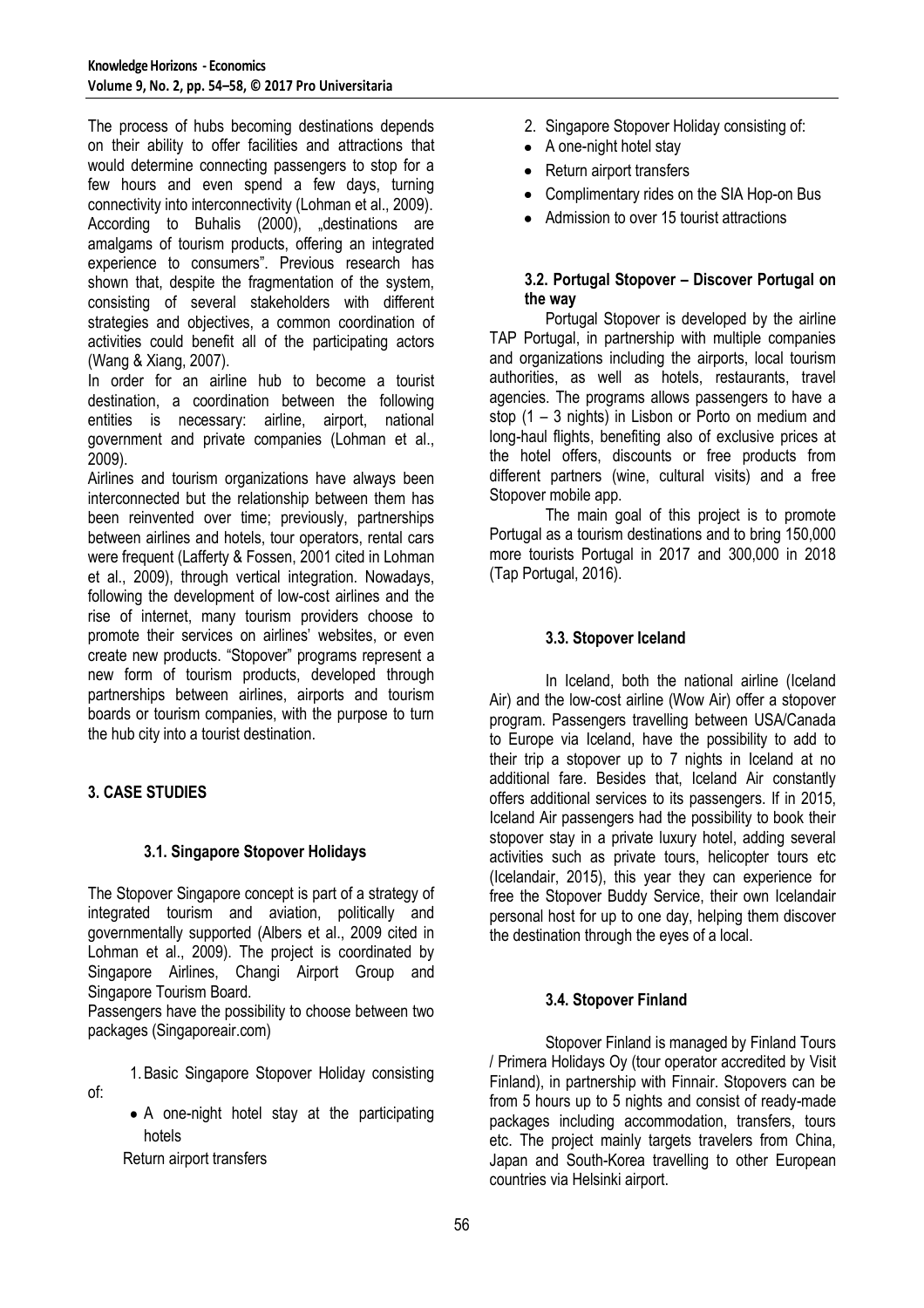The process of hubs becoming destinations depends on their ability to offer facilities and attractions that would determine connecting passengers to stop for a few hours and even spend a few days, turning connectivity into interconnectivity (Lohman et al., 2009). According to Buhalis (2000), „destinations are amalgams of tourism products, offering an integrated experience to consumers". Previous research has shown that, despite the fragmentation of the system, consisting of several stakeholders with different strategies and objectives, a common coordination of activities could benefit all of the participating actors (Wang & Xiang, 2007).

In order for an airline hub to become a tourist destination, a coordination between the following entities is necessary: airline, airport, national government and private companies (Lohman et al., 2009).

Airlines and tourism organizations have always been interconnected but the relationship between them has been reinvented over time; previously, partnerships between airlines and hotels, tour operators, rental cars were frequent (Lafferty & Fossen, 2001 cited in Lohman et al., 2009), through vertical integration. Nowadays, following the development of low-cost airlines and the rise of internet, many tourism providers choose to promote their services on airlines' websites, or even create new products. "Stopover" programs represent a new form of tourism products, developed through partnerships between airlines, airports and tourism boards or tourism companies, with the purpose to turn the hub city into a tourist destination.

## 3. CASE STUDIES

### 3.1. Singapore Stopover Holidays

The Stopover Singapore concept is part of a strategy of integrated tourism and aviation, politically and governmentally supported (Albers et al., 2009 cited in Lohman et al., 2009). The project is coordinated by Singapore Airlines, Changi Airport Group and Singapore Tourism Board.

Passengers have the possibility to choose between two packages (Singaporeair.com)

1. Basic Singapore Stopover Holiday consisting of:
   - A one-night hotel stay at the participating hotels

   Return airport transfers

2. Singapore Stopover Holiday consisting of:
   - A one-night hotel stay
   - Return airport transfers
   - Complimentary rides on the SIA Hop-on Bus
   - Admission to over 15 tourist attractions

### 3.2. Portugal Stopover – Discover Portugal on the way

Portugal Stopover is developed by the airline TAP Portugal, in partnership with multiple companies and organizations including the airports, local tourism authorities, as well as hotels, restaurants, travel agencies. The programs allows passengers to have a stop (1 – 3 nights) in Lisbon or Porto on medium and long-haul flights, benefiting also of exclusive prices at the hotel offers, discounts or free products from different partners (wine, cultural visits) and a free Stopover mobile app.

The main goal of this project is to promote Portugal as a tourism destinations and to bring 150,000 more tourists Portugal in 2017 and 300,000 in 2018 (Tap Portugal, 2016).

### 3.3. Stopover Iceland

In Iceland, both the national airline (Iceland Air) and the low-cost airline (Wow Air) offer a stopover program. Passengers travelling between USA/Canada to Europe via Iceland, have the possibility to add to their trip a stopover up to 7 nights in Iceland at no additional fare. Besides that, Iceland Air constantly offers additional services to its passengers. If in 2015, Iceland Air passengers had the possibility to book their stopover stay in a private luxury hotel, adding several activities such as private tours, helicopter tours etc (Icelandair, 2015), this year they can experience for free the Stopover Buddy Service, their own Icelandair personal host for up to one day, helping them discover the destination through the eyes of a local.

### 3.4. Stopover Finland

Stopover Finland is managed by Finland Tours / Primera Holidays Oy (tour operator accredited by Visit Finland), in partnership with Finnair. Stopovers can be from 5 hours up to 5 nights and consist of ready-made packages including accommodation, transfers, tours etc. The project mainly targets travelers from China, Japan and South-Korea travelling to other European countries via Helsinki airport.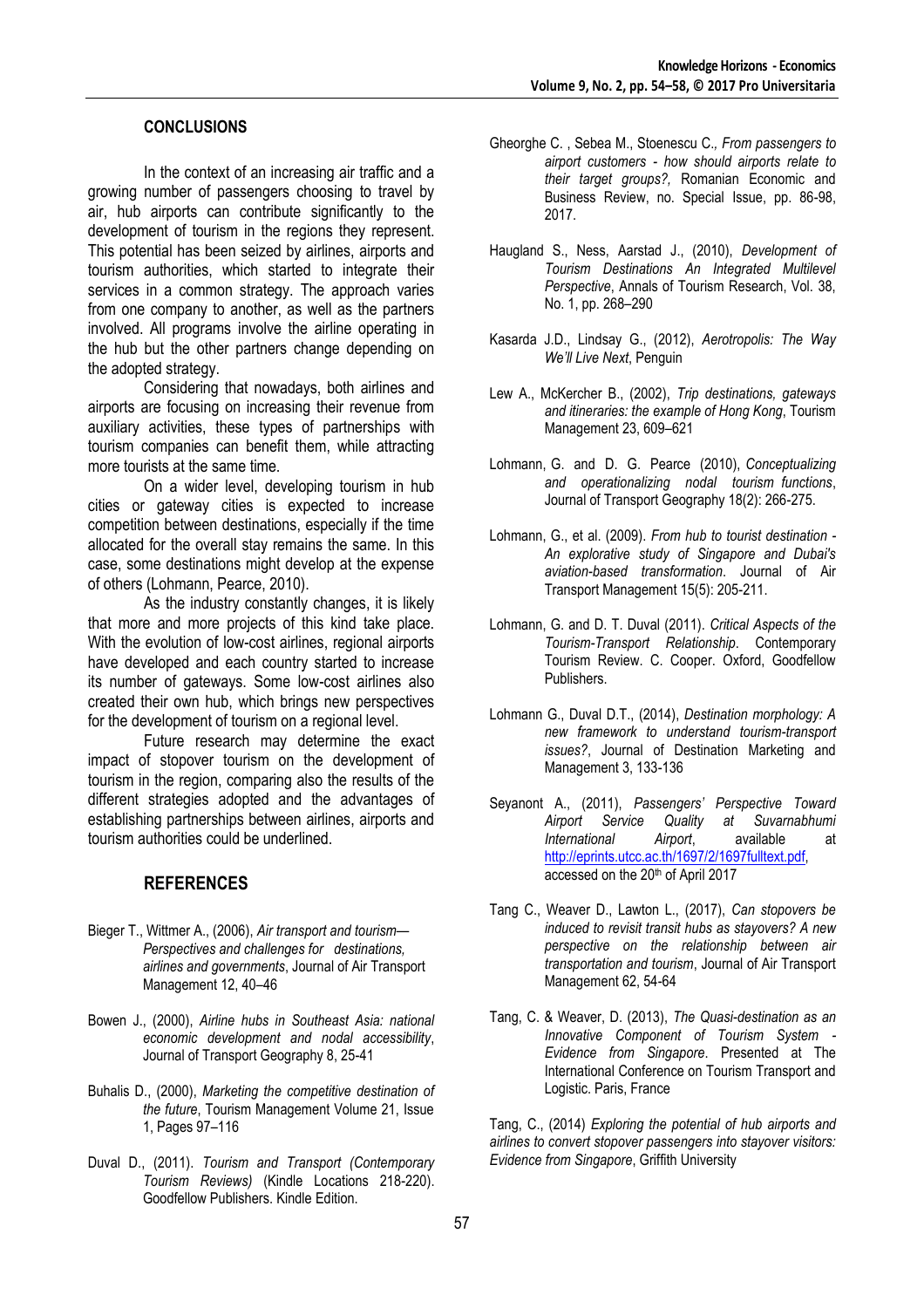## CONCLUSIONS

In the context of an increasing air traffic and a growing number of passengers choosing to travel by air, hub airports can contribute significantly to the development of tourism in the regions they represent. This potential has been seized by airlines, airports and tourism authorities, which started to integrate their services in a common strategy. The approach varies from one company to another, as well as the partners involved. All programs involve the airline operating in the hub but the other partners change depending on the adopted strategy.

Considering that nowadays, both airlines and airports are focusing on increasing their revenue from auxiliary activities, these types of partnerships with tourism companies can benefit them, while attracting more tourists at the same time.

On a wider level, developing tourism in hub cities or gateway cities is expected to increase competition between destinations, especially if the time allocated for the overall stay remains the same. In this case, some destinations might develop at the expense of others (Lohmann, Pearce, 2010).

As the industry constantly changes, it is likely that more and more projects of this kind take place. With the evolution of low-cost airlines, regional airports have developed and each country started to increase its number of gateways. Some low-cost airlines also created their own hub, which brings new perspectives for the development of tourism on a regional level.

Future research may determine the exact impact of stopover tourism on the development of tourism in the region, comparing also the results of the different strategies adopted and the advantages of establishing partnerships between airlines, airports and tourism authorities could be underlined.

## REFERENCES

Bieger T., Wittmer A., (2006), *Air transport and tourism—Perspectives and challenges for destinations, airlines and governments*, Journal of Air Transport Management 12, 40–46

Bowen J., (2000), *Airline hubs in Southeast Asia: national economic development and nodal accessibility*, Journal of Transport Geography 8, 25-41

Buhalis D., (2000), *Marketing the competitive destination of the future*, Tourism Management Volume 21, Issue 1, Pages 97–116

Duval D., (2011). *Tourism and Transport (Contemporary Tourism Reviews)* (Kindle Locations 218-220). Goodfellow Publishers. Kindle Edition.

Gheorghe C. , Sebea M., Stoenescu C.*, From passengers to airport customers - how should airports relate to their target groups?*, Romanian Economic and Business Review, no. Special Issue, pp. 86-98, 2017.

Haugland S., Ness, Aarstad J., (2010), *Development of Tourism Destinations An Integrated Multilevel Perspective*, Annals of Tourism Research, Vol. 38, No. 1, pp. 268–290

Kasarda J.D., Lindsay G., (2012), *Aerotropolis: The Way We'll Live Next*, Penguin

Lew A., McKercher B., (2002), *Trip destinations, gateways and itineraries: the example of Hong Kong*, Tourism Management 23, 609–621

Lohmann, G. and D. G. Pearce (2010), *Conceptualizing and operationalizing nodal tourism functions*, Journal of Transport Geography 18(2): 266-275.

Lohmann, G., et al. (2009). *From hub to tourist destination - An explorative study of Singapore and Dubai's aviation-based transformation*. Journal of Air Transport Management 15(5): 205-211.

Lohmann, G. and D. T. Duval (2011). *Critical Aspects of the Tourism-Transport Relationship*. Contemporary Tourism Review. C. Cooper. Oxford, Goodfellow Publishers.

Lohmann G., Duval D.T., (2014), *Destination morphology: A new framework to understand tourism-transport issues?*, Journal of Destination Marketing and Management 3, 133-136

Seyanont A., (2011), *Passengers' Perspective Toward Airport Service Quality at Suvarnabhumi International Airport*, available at http://eprints.utcc.ac.th/1697/2/1697fulltext.pdf, accessed on the 20th of April 2017

Tang C., Weaver D., Lawton L., (2017), *Can stopovers be induced to revisit transit hubs as stayovers? A new perspective on the relationship between air transportation and tourism*, Journal of Air Transport Management 62, 54-64

Tang, C. & Weaver, D. (2013), *The Quasi-destination as an Innovative Component of Tourism System - Evidence from Singapore*. Presented at The International Conference on Tourism Transport and Logistic. Paris, France

Tang, C., (2014) *Exploring the potential of hub airports and airlines to convert stopover passengers into stayover visitors: Evidence from Singapore*, Griffith University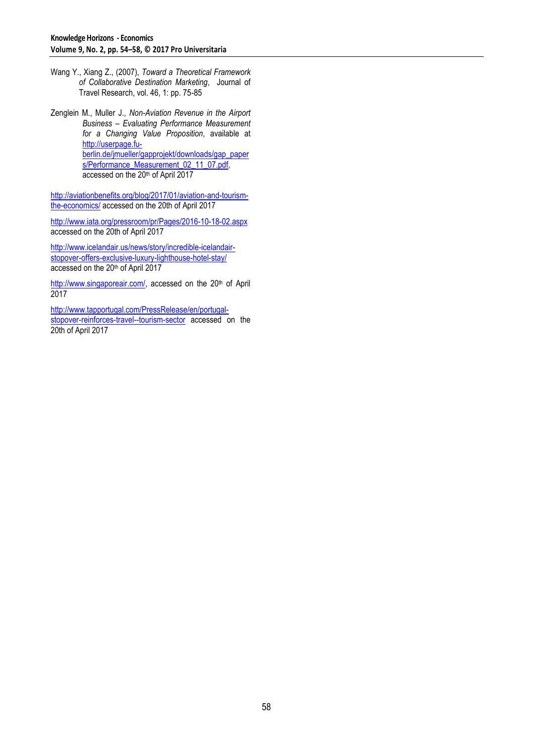Wang Y., Xiang Z., (2007), *Toward a Theoretical Framework of Collaborative Destination Marketing*, Journal of Travel Research, vol. 46, 1: pp. 75-85

Zenglein M., Muller J., *Non-Aviation Revenue in the Airport Business – Evaluating Performance Measurement for a Changing Value Proposition*, available at http://userpage.fu-berlin.de/jmueller/gapprojekt/downloads/gap_papers/Performance_Measurement_02_11_07.pdf, accessed on the 20th of April 2017

http://aviationbenefits.org/blog/2017/01/aviation-and-tourism-the-economics/ accessed on the 20th of April 2017

http://www.iata.org/pressroom/pr/Pages/2016-10-18-02.aspx accessed on the 20th of April 2017

http://www.icelandair.us/news/story/incredible-icelandair-stopover-offers-exclusive-luxury-lighthouse-hotel-stay/ accessed on the 20th of April 2017

http://www.singaporeair.com/, accessed on the 20th of April 2017

http://www.tapportugal.com/PressRelease/en/portugal-stopover-reinforces-travel--tourism-sector accessed on the 20th of April 2017